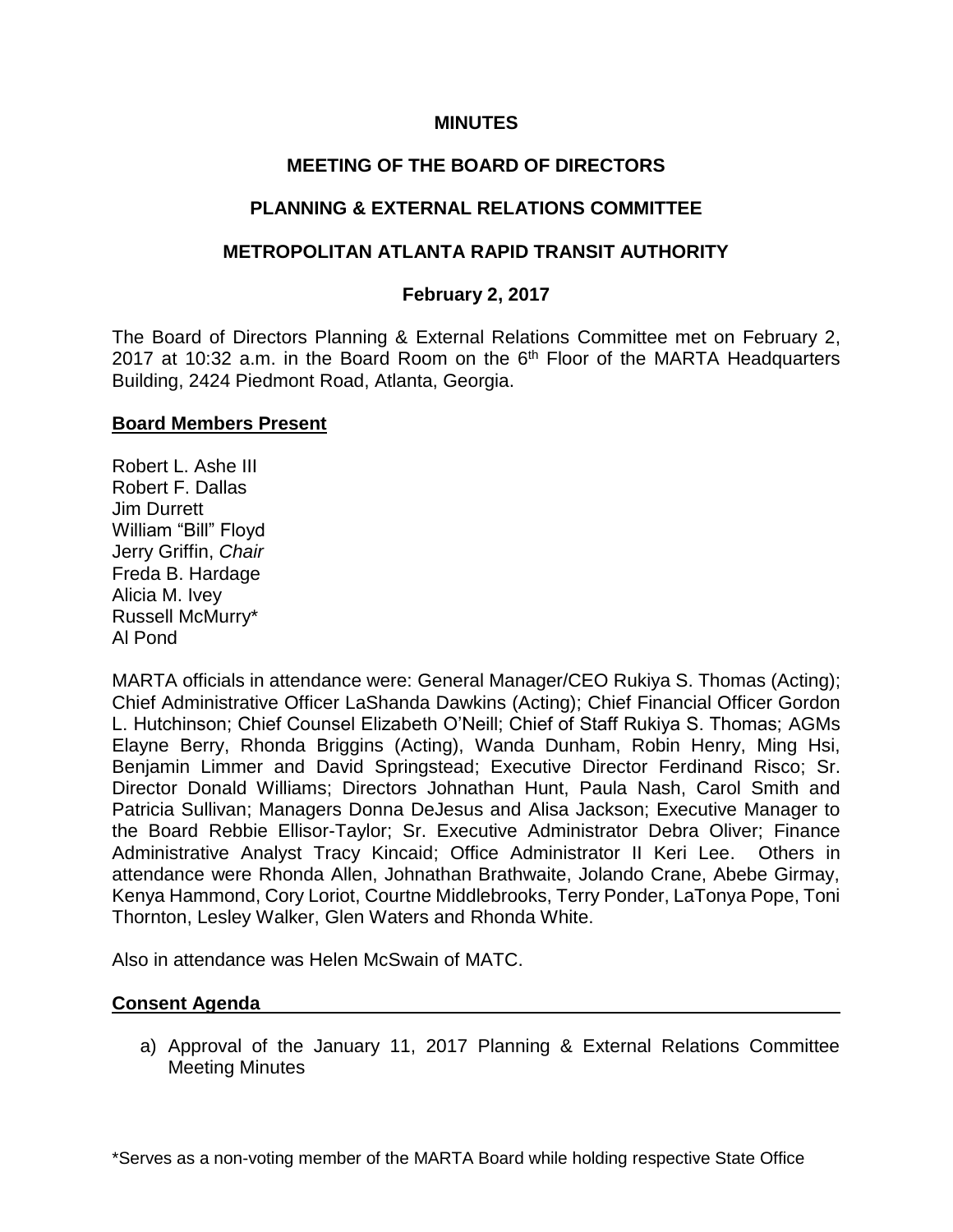**MINUTES**

**MEETING OF THE BOARD OF DIRECTORS**

**PLANNING & EXTERNAL RELATIONS COMMITTEE**

**METROPOLITAN ATLANTA RAPID TRANSIT AUTHORITY**

**February 2, 2017**

The Board of Directors Planning & External Relations Committee met on February 2, 2017 at 10:32 a.m. in the Board Room on the 6th Floor of the MARTA Headquarters Building, 2424 Piedmont Road, Atlanta, Georgia.

**Board Members Present**

Robert L. Ashe III
Robert F. Dallas
Jim Durrett
William "Bill" Floyd
Jerry Griffin, *Chair*
Freda B. Hardage
Alicia M. Ivey
Russell McMurry*
Al Pond

MARTA officials in attendance were: General Manager/CEO Rukiya S. Thomas (Acting); Chief Administrative Officer LaShanda Dawkins (Acting); Chief Financial Officer Gordon L. Hutchinson; Chief Counsel Elizabeth O'Neill; Chief of Staff Rukiya S. Thomas; AGMs Elayne Berry, Rhonda Briggins (Acting), Wanda Dunham, Robin Henry, Ming Hsi, Benjamin Limmer and David Springstead; Executive Director Ferdinand Risco; Sr. Director Donald Williams; Directors Johnathan Hunt, Paula Nash, Carol Smith and Patricia Sullivan; Managers Donna DeJesus and Alisa Jackson; Executive Manager to the Board Rebbie Ellisor-Taylor; Sr. Executive Administrator Debra Oliver; Finance Administrative Analyst Tracy Kincaid; Office Administrator II Keri Lee. Others in attendance were Rhonda Allen, Johnathan Brathwaite, Jolando Crane, Abebe Girmay, Kenya Hammond, Cory Loriot, Courtne Middlebrooks, Terry Ponder, LaTonya Pope, Toni Thornton, Lesley Walker, Glen Waters and Rhonda White.

Also in attendance was Helen McSwain of MATC.

**Consent Agenda**

a) Approval of the January 11, 2017 Planning & External Relations Committee Meeting Minutes

*Serves as a non-voting member of the MARTA Board while holding respective State Office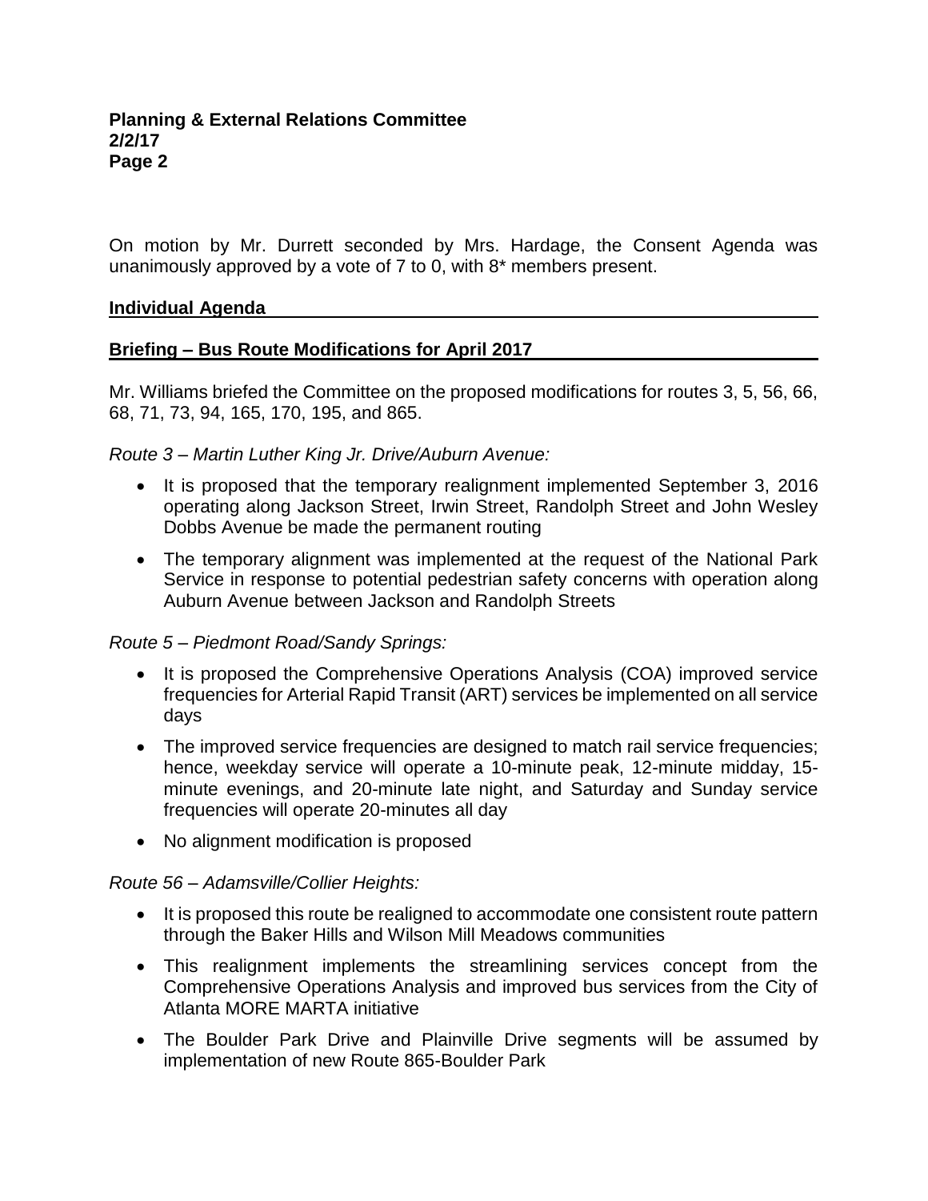On motion by Mr. Durrett seconded by Mrs. Hardage, the Consent Agenda was unanimously approved by a vote of 7 to 0, with 8* members present.

## Individual Agenda

## Briefing – Bus Route Modifications for April 2017

Mr. Williams briefed the Committee on the proposed modifications for routes 3, 5, 56, 66, 68, 71, 73, 94, 165, 170, 195, and 865.

*Route 3 – Martin Luther King Jr. Drive/Auburn Avenue:*

- It is proposed that the temporary realignment implemented September 3, 2016 operating along Jackson Street, Irwin Street, Randolph Street and John Wesley Dobbs Avenue be made the permanent routing
- The temporary alignment was implemented at the request of the National Park Service in response to potential pedestrian safety concerns with operation along Auburn Avenue between Jackson and Randolph Streets

*Route 5 – Piedmont Road/Sandy Springs:*

- It is proposed the Comprehensive Operations Analysis (COA) improved service frequencies for Arterial Rapid Transit (ART) services be implemented on all service days
- The improved service frequencies are designed to match rail service frequencies; hence, weekday service will operate a 10-minute peak, 12-minute midday, 15-minute evenings, and 20-minute late night, and Saturday and Sunday service frequencies will operate 20-minutes all day
- No alignment modification is proposed

*Route 56 – Adamsville/Collier Heights:*

- It is proposed this route be realigned to accommodate one consistent route pattern through the Baker Hills and Wilson Mill Meadows communities
- This realignment implements the streamlining services concept from the Comprehensive Operations Analysis and improved bus services from the City of Atlanta MORE MARTA initiative
- The Boulder Park Drive and Plainville Drive segments will be assumed by implementation of new Route 865-Boulder Park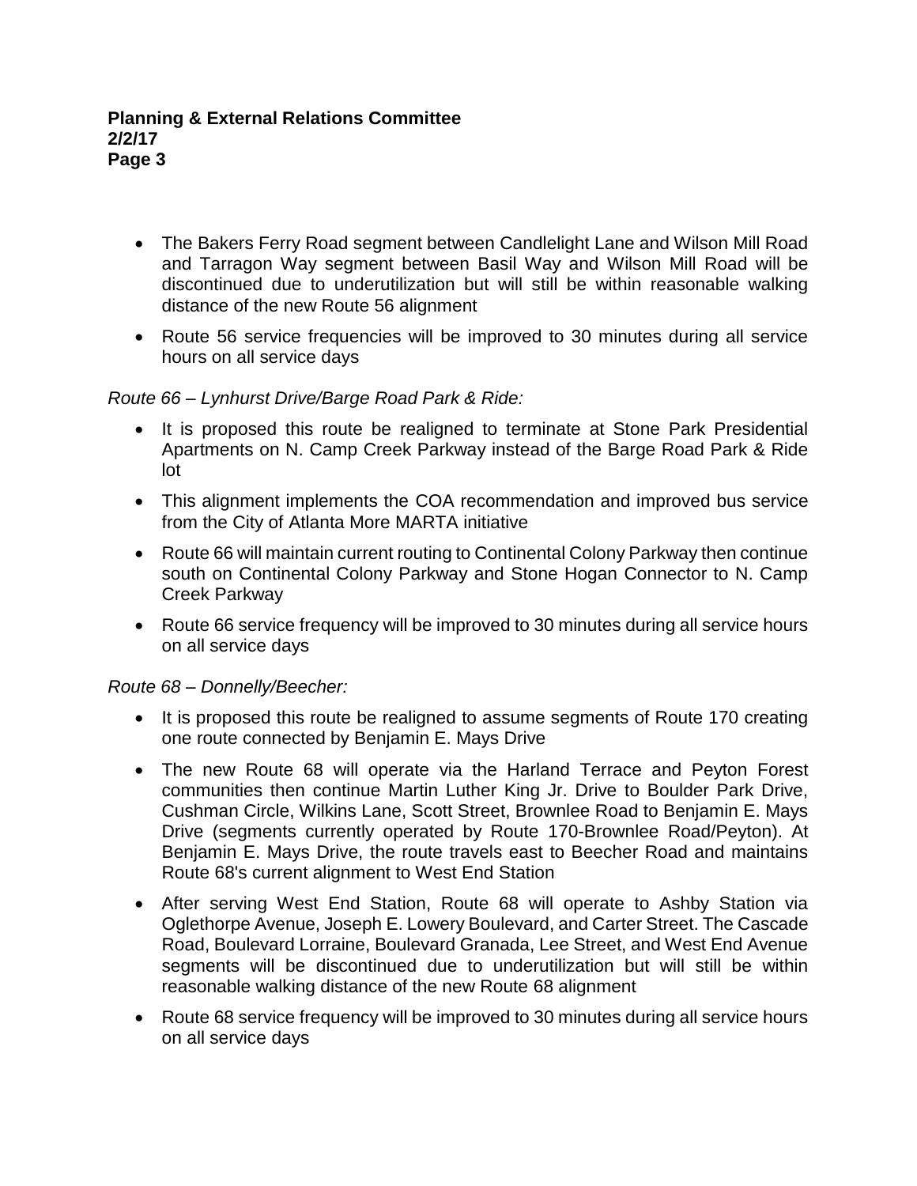- The Bakers Ferry Road segment between Candlelight Lane and Wilson Mill Road and Tarragon Way segment between Basil Way and Wilson Mill Road will be discontinued due to underutilization but will still be within reasonable walking distance of the new Route 56 alignment
- Route 56 service frequencies will be improved to 30 minutes during all service hours on all service days

*Route 66 – Lynhurst Drive/Barge Road Park & Ride:*

- It is proposed this route be realigned to terminate at Stone Park Presidential Apartments on N. Camp Creek Parkway instead of the Barge Road Park & Ride lot
- This alignment implements the COA recommendation and improved bus service from the City of Atlanta More MARTA initiative
- Route 66 will maintain current routing to Continental Colony Parkway then continue south on Continental Colony Parkway and Stone Hogan Connector to N. Camp Creek Parkway
- Route 66 service frequency will be improved to 30 minutes during all service hours on all service days

*Route 68 – Donnelly/Beecher:*

- It is proposed this route be realigned to assume segments of Route 170 creating one route connected by Benjamin E. Mays Drive
- The new Route 68 will operate via the Harland Terrace and Peyton Forest communities then continue Martin Luther King Jr. Drive to Boulder Park Drive, Cushman Circle, Wilkins Lane, Scott Street, Brownlee Road to Benjamin E. Mays Drive (segments currently operated by Route 170-Brownlee Road/Peyton). At Benjamin E. Mays Drive, the route travels east to Beecher Road and maintains Route 68's current alignment to West End Station
- After serving West End Station, Route 68 will operate to Ashby Station via Oglethorpe Avenue, Joseph E. Lowery Boulevard, and Carter Street. The Cascade Road, Boulevard Lorraine, Boulevard Granada, Lee Street, and West End Avenue segments will be discontinued due to underutilization but will still be within reasonable walking distance of the new Route 68 alignment
- Route 68 service frequency will be improved to 30 minutes during all service hours on all service days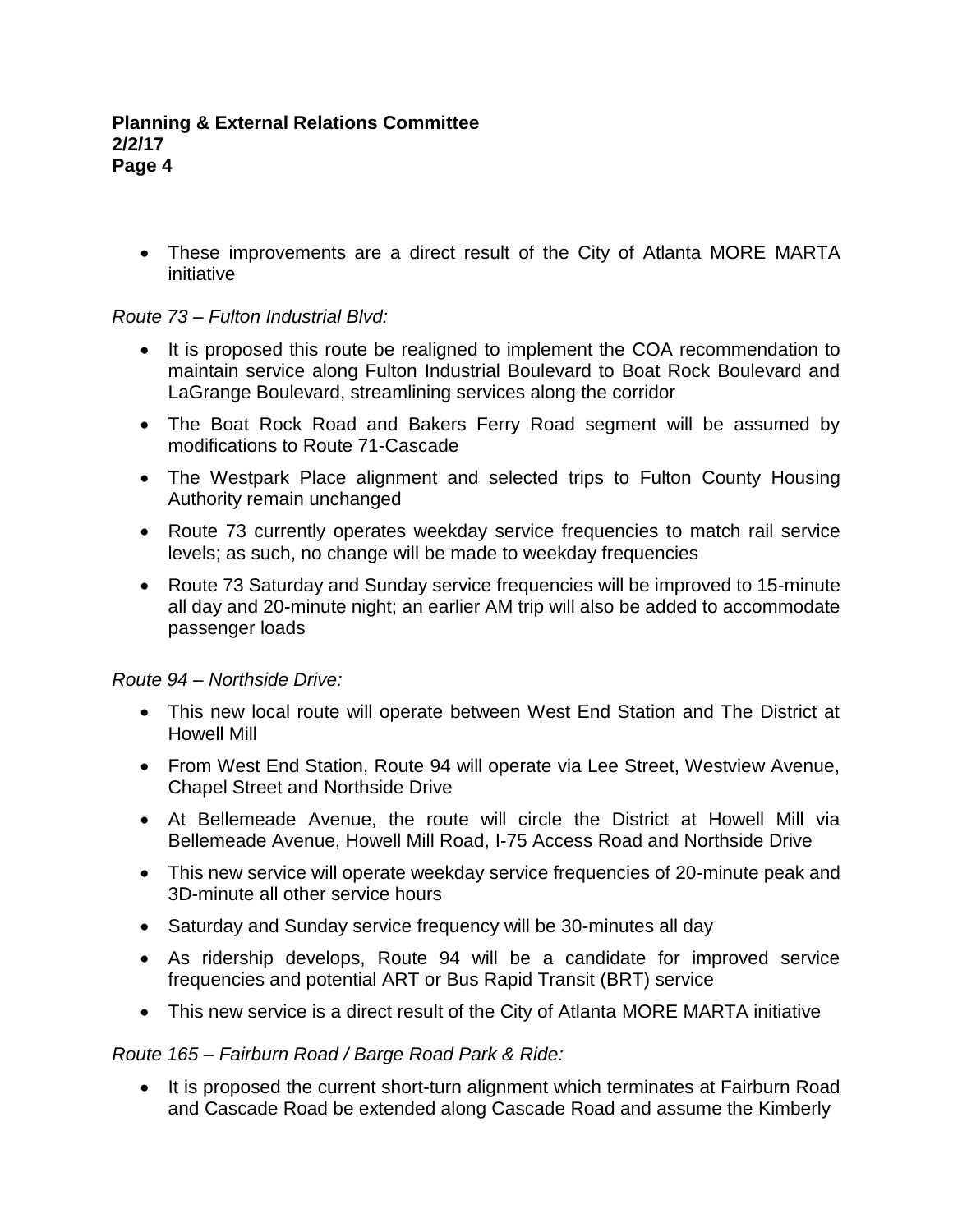- These improvements are a direct result of the City of Atlanta MORE MARTA initiative

*Route 73 – Fulton Industrial Blvd:*

- It is proposed this route be realigned to implement the COA recommendation to maintain service along Fulton Industrial Boulevard to Boat Rock Boulevard and LaGrange Boulevard, streamlining services along the corridor
- The Boat Rock Road and Bakers Ferry Road segment will be assumed by modifications to Route 71-Cascade
- The Westpark Place alignment and selected trips to Fulton County Housing Authority remain unchanged
- Route 73 currently operates weekday service frequencies to match rail service levels; as such, no change will be made to weekday frequencies
- Route 73 Saturday and Sunday service frequencies will be improved to 15-minute all day and 20-minute night; an earlier AM trip will also be added to accommodate passenger loads

*Route 94 – Northside Drive:*

- This new local route will operate between West End Station and The District at Howell Mill
- From West End Station, Route 94 will operate via Lee Street, Westview Avenue, Chapel Street and Northside Drive
- At Bellemeade Avenue, the route will circle the District at Howell Mill via Bellemeade Avenue, Howell Mill Road, I-75 Access Road and Northside Drive
- This new service will operate weekday service frequencies of 20-minute peak and 3D-minute all other service hours
- Saturday and Sunday service frequency will be 30-minutes all day
- As ridership develops, Route 94 will be a candidate for improved service frequencies and potential ART or Bus Rapid Transit (BRT) service
- This new service is a direct result of the City of Atlanta MORE MARTA initiative

*Route 165 – Fairburn Road / Barge Road Park & Ride:*

- It is proposed the current short-turn alignment which terminates at Fairburn Road and Cascade Road be extended along Cascade Road and assume the Kimberly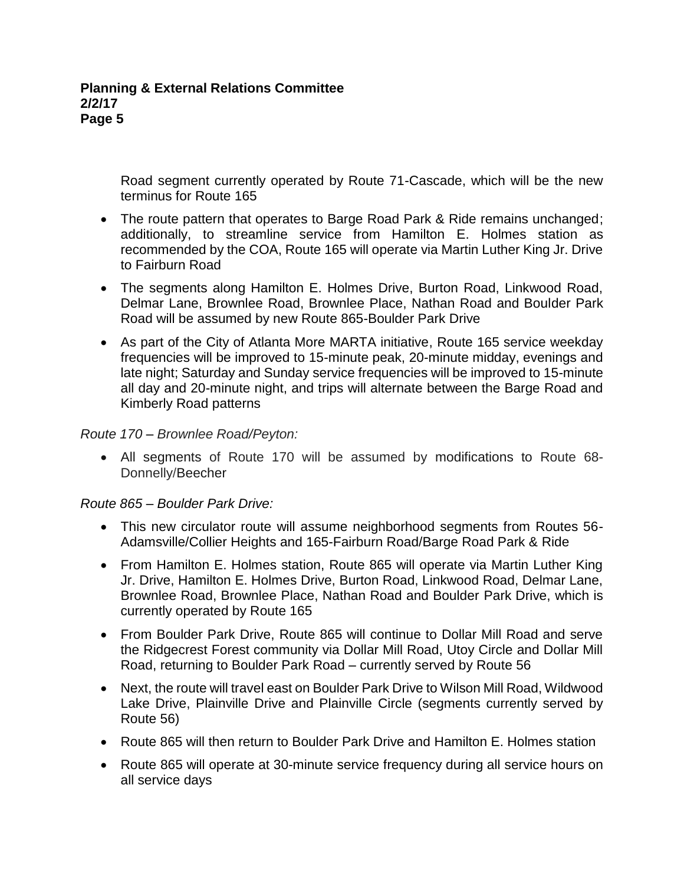Road segment currently operated by Route 71-Cascade, which will be the new terminus for Route 165

- The route pattern that operates to Barge Road Park & Ride remains unchanged; additionally, to streamline service from Hamilton E. Holmes station as recommended by the COA, Route 165 will operate via Martin Luther King Jr. Drive to Fairburn Road
- The segments along Hamilton E. Holmes Drive, Burton Road, Linkwood Road, Delmar Lane, Brownlee Road, Brownlee Place, Nathan Road and Boulder Park Road will be assumed by new Route 865-Boulder Park Drive
- As part of the City of Atlanta More MARTA initiative, Route 165 service weekday frequencies will be improved to 15-minute peak, 20-minute midday, evenings and late night; Saturday and Sunday service frequencies will be improved to 15-minute all day and 20-minute night, and trips will alternate between the Barge Road and Kimberly Road patterns

*Route 170 – Brownlee Road/Peyton:*

- All segments of Route 170 will be assumed by modifications to Route 68-Donnelly/Beecher

*Route 865 – Boulder Park Drive:*

- This new circulator route will assume neighborhood segments from Routes 56-Adamsville/Collier Heights and 165-Fairburn Road/Barge Road Park & Ride
- From Hamilton E. Holmes station, Route 865 will operate via Martin Luther King Jr. Drive, Hamilton E. Holmes Drive, Burton Road, Linkwood Road, Delmar Lane, Brownlee Road, Brownlee Place, Nathan Road and Boulder Park Drive, which is currently operated by Route 165
- From Boulder Park Drive, Route 865 will continue to Dollar Mill Road and serve the Ridgecrest Forest community via Dollar Mill Road, Utoy Circle and Dollar Mill Road, returning to Boulder Park Road – currently served by Route 56
- Next, the route will travel east on Boulder Park Drive to Wilson Mill Road, Wildwood Lake Drive, Plainville Drive and Plainville Circle (segments currently served by Route 56)
- Route 865 will then return to Boulder Park Drive and Hamilton E. Holmes station
- Route 865 will operate at 30-minute service frequency during all service hours on all service days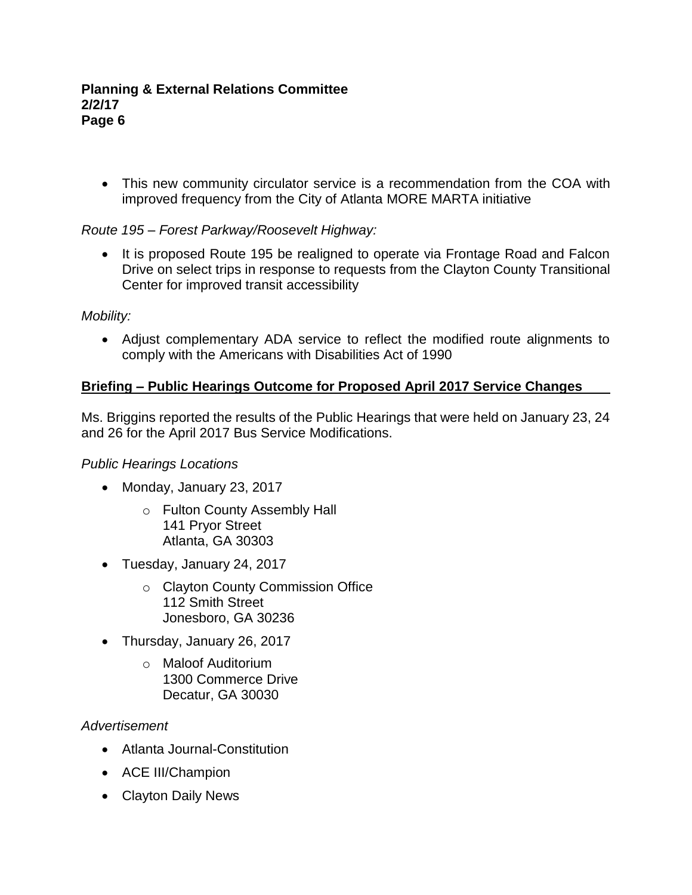- This new community circulator service is a recommendation from the COA with improved frequency from the City of Atlanta MORE MARTA initiative

*Route 195 – Forest Parkway/Roosevelt Highway:*

- It is proposed Route 195 be realigned to operate via Frontage Road and Falcon Drive on select trips in response to requests from the Clayton County Transitional Center for improved transit accessibility

*Mobility:*

- Adjust complementary ADA service to reflect the modified route alignments to comply with the Americans with Disabilities Act of 1990

**Briefing – Public Hearings Outcome for Proposed April 2017 Service Changes**

Ms. Briggins reported the results of the Public Hearings that were held on January 23, 24 and 26 for the April 2017 Bus Service Modifications.

*Public Hearings Locations*

- Monday, January 23, 2017
  - Fulton County Assembly Hall  
    141 Pryor Street  
    Atlanta, GA 30303
- Tuesday, January 24, 2017
  - Clayton County Commission Office  
    112 Smith Street  
    Jonesboro, GA 30236
- Thursday, January 26, 2017
  - Maloof Auditorium  
    1300 Commerce Drive  
    Decatur, GA 30030

*Advertisement*

- Atlanta Journal-Constitution
- ACE III/Champion
- Clayton Daily News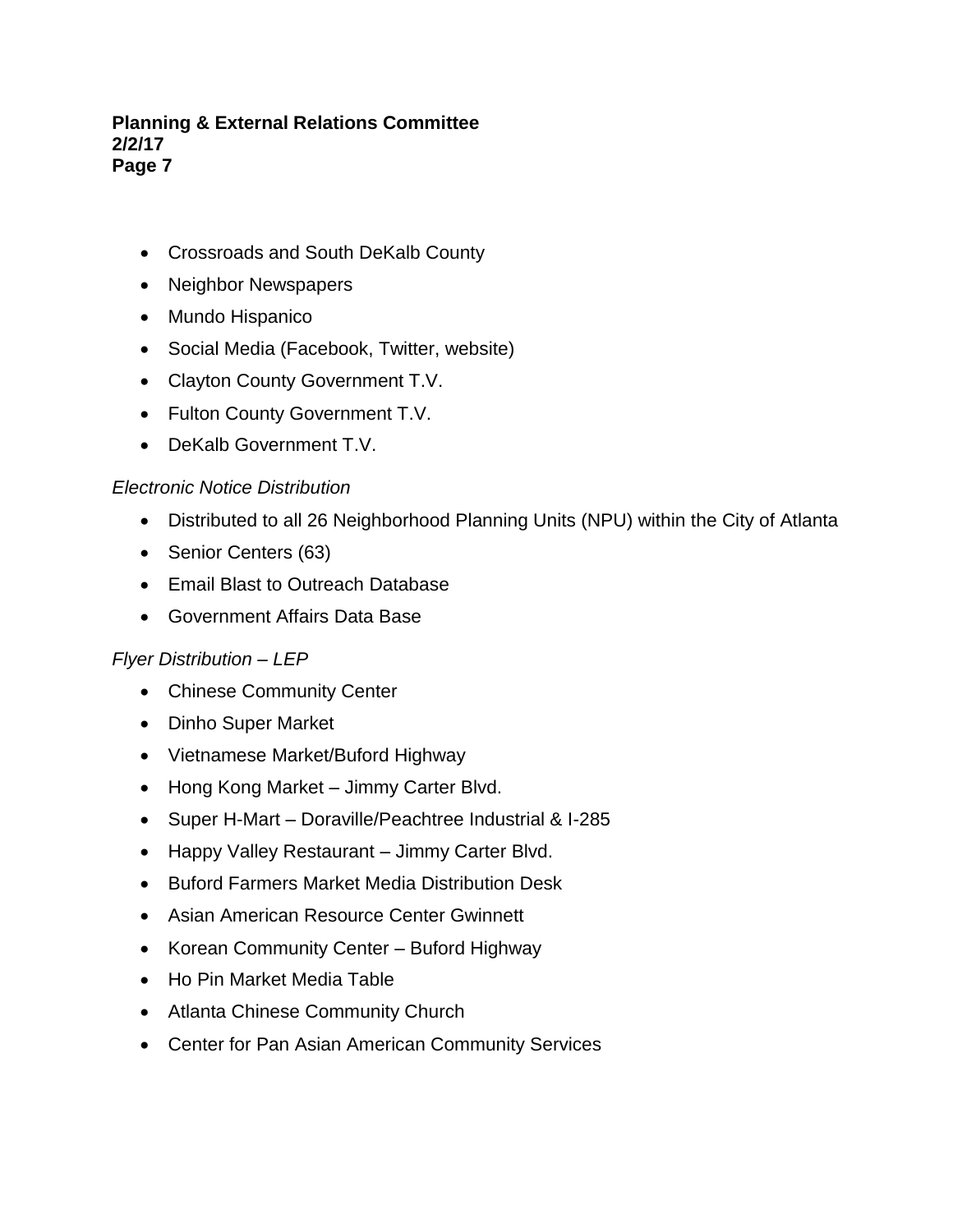- Crossroads and South DeKalb County
- Neighbor Newspapers
- Mundo Hispanico
- Social Media (Facebook, Twitter, website)
- Clayton County Government T.V.
- Fulton County Government T.V.
- DeKalb Government T.V.

*Electronic Notice Distribution*

- Distributed to all 26 Neighborhood Planning Units (NPU) within the City of Atlanta
- Senior Centers (63)
- Email Blast to Outreach Database
- Government Affairs Data Base

*Flyer Distribution – LEP*

- Chinese Community Center
- Dinho Super Market
- Vietnamese Market/Buford Highway
- Hong Kong Market – Jimmy Carter Blvd.
- Super H-Mart – Doraville/Peachtree Industrial & I-285
- Happy Valley Restaurant – Jimmy Carter Blvd.
- Buford Farmers Market Media Distribution Desk
- Asian American Resource Center Gwinnett
- Korean Community Center – Buford Highway
- Ho Pin Market Media Table
- Atlanta Chinese Community Church
- Center for Pan Asian American Community Services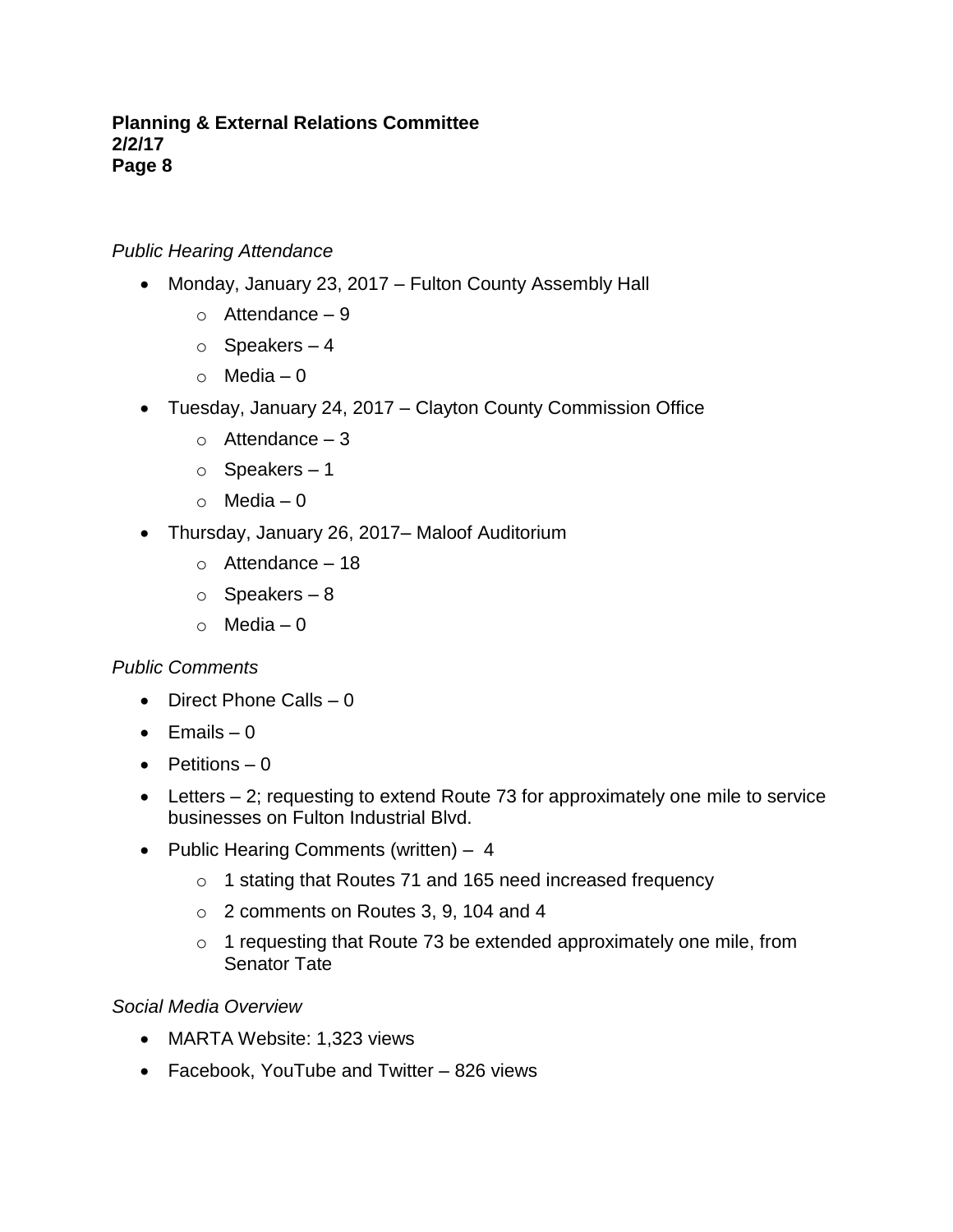*Public Hearing Attendance*

- Monday, January 23, 2017 – Fulton County Assembly Hall
  - Attendance – 9
  - Speakers – 4
  - Media – 0
- Tuesday, January 24, 2017 – Clayton County Commission Office
  - Attendance – 3
  - Speakers – 1
  - Media – 0
- Thursday, January 26, 2017– Maloof Auditorium
  - Attendance – 18
  - Speakers – 8
  - Media – 0

*Public Comments*

- Direct Phone Calls – 0
- Emails – 0
- Petitions – 0
- Letters – 2; requesting to extend Route 73 for approximately one mile to service businesses on Fulton Industrial Blvd.
- Public Hearing Comments (written) – 4
  - 1 stating that Routes 71 and 165 need increased frequency
  - 2 comments on Routes 3, 9, 104 and 4
  - 1 requesting that Route 73 be extended approximately one mile, from Senator Tate

*Social Media Overview*

- MARTA Website: 1,323 views
- Facebook, YouTube and Twitter – 826 views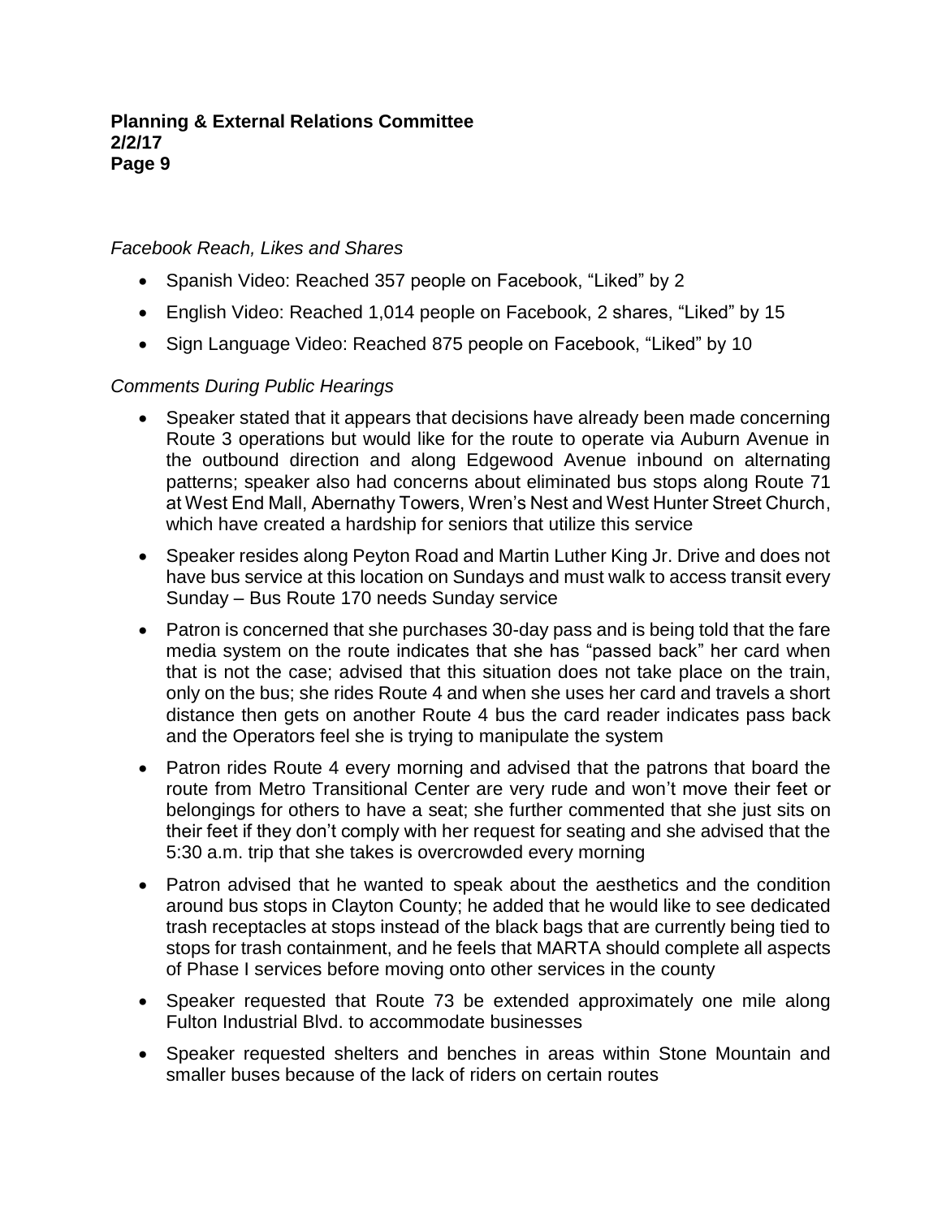*Facebook Reach, Likes and Shares*

- Spanish Video: Reached 357 people on Facebook, "Liked" by 2
- English Video: Reached 1,014 people on Facebook, 2 shares, "Liked" by 15
- Sign Language Video: Reached 875 people on Facebook, "Liked" by 10

*Comments During Public Hearings*

- Speaker stated that it appears that decisions have already been made concerning Route 3 operations but would like for the route to operate via Auburn Avenue in the outbound direction and along Edgewood Avenue inbound on alternating patterns; speaker also had concerns about eliminated bus stops along Route 71 at West End Mall, Abernathy Towers, Wren's Nest and West Hunter Street Church, which have created a hardship for seniors that utilize this service
- Speaker resides along Peyton Road and Martin Luther King Jr. Drive and does not have bus service at this location on Sundays and must walk to access transit every Sunday – Bus Route 170 needs Sunday service
- Patron is concerned that she purchases 30-day pass and is being told that the fare media system on the route indicates that she has "passed back" her card when that is not the case; advised that this situation does not take place on the train, only on the bus; she rides Route 4 and when she uses her card and travels a short distance then gets on another Route 4 bus the card reader indicates pass back and the Operators feel she is trying to manipulate the system
- Patron rides Route 4 every morning and advised that the patrons that board the route from Metro Transitional Center are very rude and won't move their feet or belongings for others to have a seat; she further commented that she just sits on their feet if they don't comply with her request for seating and she advised that the 5:30 a.m. trip that she takes is overcrowded every morning
- Patron advised that he wanted to speak about the aesthetics and the condition around bus stops in Clayton County; he added that he would like to see dedicated trash receptacles at stops instead of the black bags that are currently being tied to stops for trash containment, and he feels that MARTA should complete all aspects of Phase I services before moving onto other services in the county
- Speaker requested that Route 73 be extended approximately one mile along Fulton Industrial Blvd. to accommodate businesses
- Speaker requested shelters and benches in areas within Stone Mountain and smaller buses because of the lack of riders on certain routes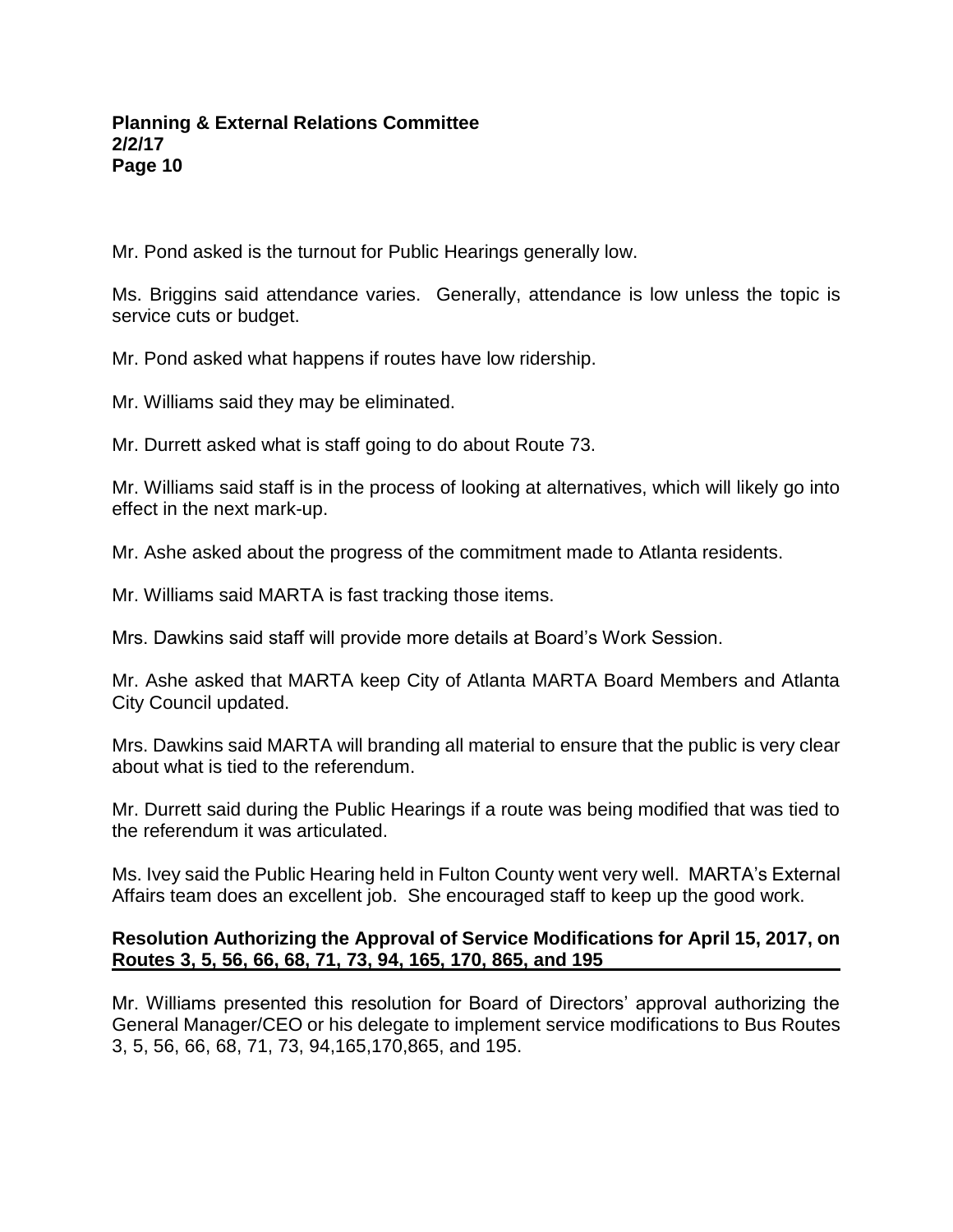Mr. Pond asked is the turnout for Public Hearings generally low.

Ms. Briggins said attendance varies. Generally, attendance is low unless the topic is service cuts or budget.

Mr. Pond asked what happens if routes have low ridership.

Mr. Williams said they may be eliminated.

Mr. Durrett asked what is staff going to do about Route 73.

Mr. Williams said staff is in the process of looking at alternatives, which will likely go into effect in the next mark-up.

Mr. Ashe asked about the progress of the commitment made to Atlanta residents.

Mr. Williams said MARTA is fast tracking those items.

Mrs. Dawkins said staff will provide more details at Board's Work Session.

Mr. Ashe asked that MARTA keep City of Atlanta MARTA Board Members and Atlanta City Council updated.

Mrs. Dawkins said MARTA will branding all material to ensure that the public is very clear about what is tied to the referendum.

Mr. Durrett said during the Public Hearings if a route was being modified that was tied to the referendum it was articulated.

Ms. Ivey said the Public Hearing held in Fulton County went very well. MARTA's External Affairs team does an excellent job. She encouraged staff to keep up the good work.

**Resolution Authorizing the Approval of Service Modifications for April 15, 2017, on Routes 3, 5, 56, 66, 68, 71, 73, 94, 165, 170, 865, and 195**

Mr. Williams presented this resolution for Board of Directors' approval authorizing the General Manager/CEO or his delegate to implement service modifications to Bus Routes 3, 5, 56, 66, 68, 71, 73, 94,165,170,865, and 195.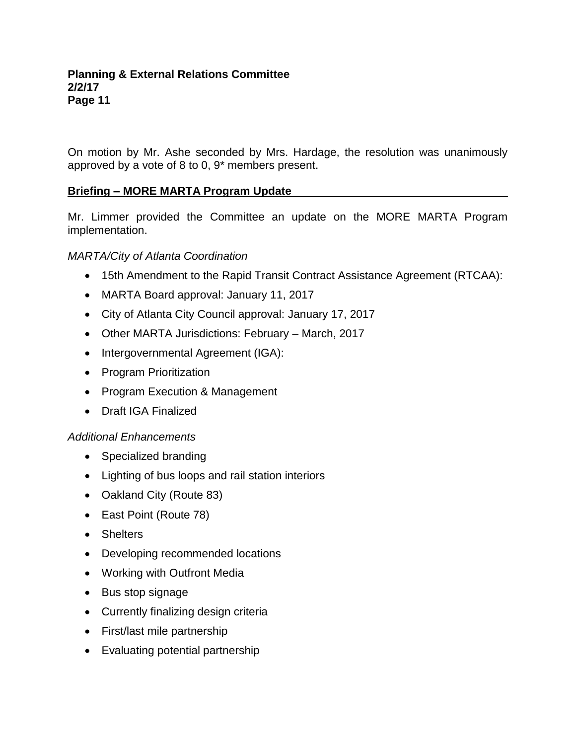On motion by Mr. Ashe seconded by Mrs. Hardage, the resolution was unanimously approved by a vote of 8 to 0, 9* members present.

## Briefing – MORE MARTA Program Update

Mr. Limmer provided the Committee an update on the MORE MARTA Program implementation.

*MARTA/City of Atlanta Coordination*

- 15th Amendment to the Rapid Transit Contract Assistance Agreement (RTCAA):
- MARTA Board approval: January 11, 2017
- City of Atlanta City Council approval: January 17, 2017
- Other MARTA Jurisdictions: February – March, 2017
- Intergovernmental Agreement (IGA):
- Program Prioritization
- Program Execution & Management
- Draft IGA Finalized

*Additional Enhancements*

- Specialized branding
- Lighting of bus loops and rail station interiors
- Oakland City (Route 83)
- East Point (Route 78)
- Shelters
- Developing recommended locations
- Working with Outfront Media
- Bus stop signage
- Currently finalizing design criteria
- First/last mile partnership
- Evaluating potential partnership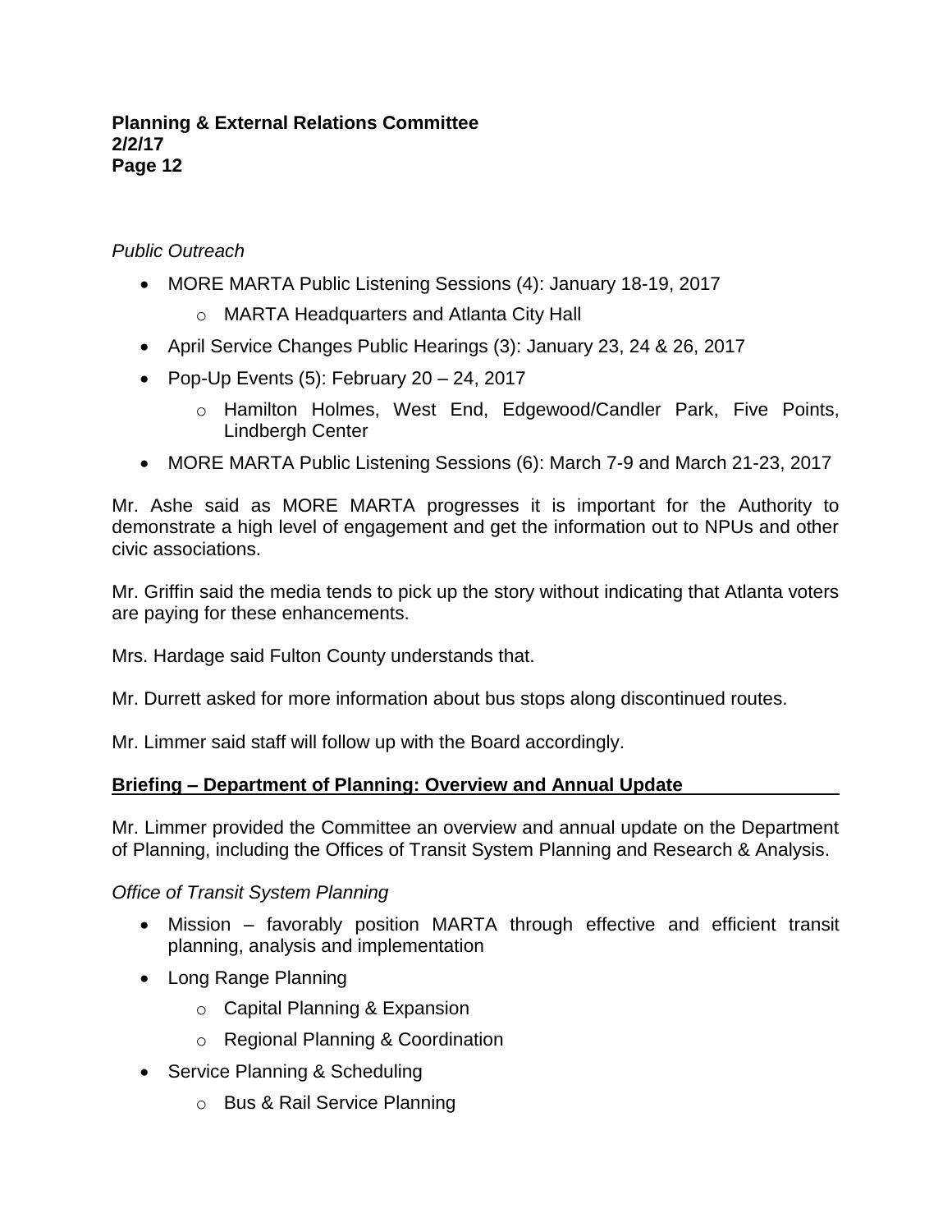*Public Outreach*

- MORE MARTA Public Listening Sessions (4): January 18-19, 2017
    - MARTA Headquarters and Atlanta City Hall
- April Service Changes Public Hearings (3): January 23, 24 & 26, 2017
- Pop-Up Events (5): February 20 – 24, 2017
    - Hamilton Holmes, West End, Edgewood/Candler Park, Five Points, Lindbergh Center
- MORE MARTA Public Listening Sessions (6): March 7-9 and March 21-23, 2017

Mr. Ashe said as MORE MARTA progresses it is important for the Authority to demonstrate a high level of engagement and get the information out to NPUs and other civic associations.

Mr. Griffin said the media tends to pick up the story without indicating that Atlanta voters are paying for these enhancements.

Mrs. Hardage said Fulton County understands that.

Mr. Durrett asked for more information about bus stops along discontinued routes.

Mr. Limmer said staff will follow up with the Board accordingly.

**Briefing – Department of Planning: Overview and Annual Update**

Mr. Limmer provided the Committee an overview and annual update on the Department of Planning, including the Offices of Transit System Planning and Research & Analysis.

*Office of Transit System Planning*

- Mission – favorably position MARTA through effective and efficient transit planning, analysis and implementation
- Long Range Planning
    - Capital Planning & Expansion
    - Regional Planning & Coordination
- Service Planning & Scheduling
    - Bus & Rail Service Planning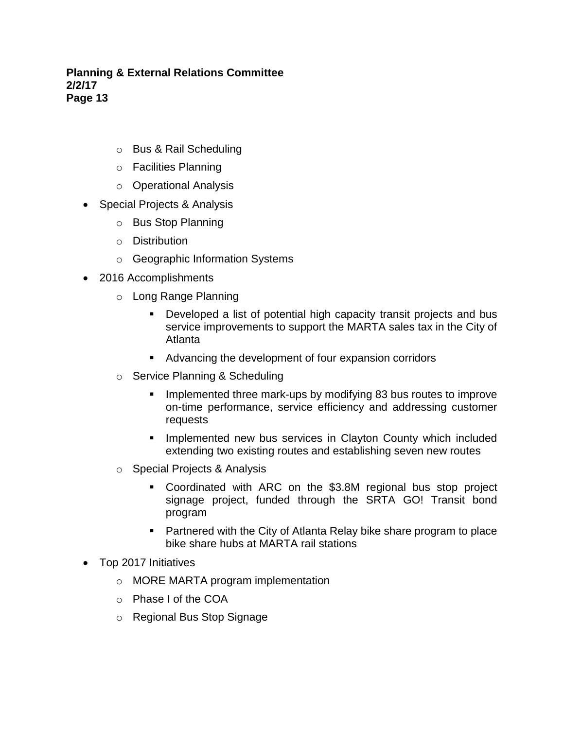- Bus & Rail Scheduling
  - Facilities Planning
  - Operational Analysis
- Special Projects & Analysis
  - Bus Stop Planning
  - Distribution
  - Geographic Information Systems
- 2016 Accomplishments
  - Long Range Planning
    - Developed a list of potential high capacity transit projects and bus service improvements to support the MARTA sales tax in the City of Atlanta
    - Advancing the development of four expansion corridors
  - Service Planning & Scheduling
    - Implemented three mark-ups by modifying 83 bus routes to improve on-time performance, service efficiency and addressing customer requests
    - Implemented new bus services in Clayton County which included extending two existing routes and establishing seven new routes
  - Special Projects & Analysis
    - Coordinated with ARC on the $3.8M regional bus stop project signage project, funded through the SRTA GO! Transit bond program
    - Partnered with the City of Atlanta Relay bike share program to place bike share hubs at MARTA rail stations
- Top 2017 Initiatives
  - MORE MARTA program implementation
  - Phase I of the COA
  - Regional Bus Stop Signage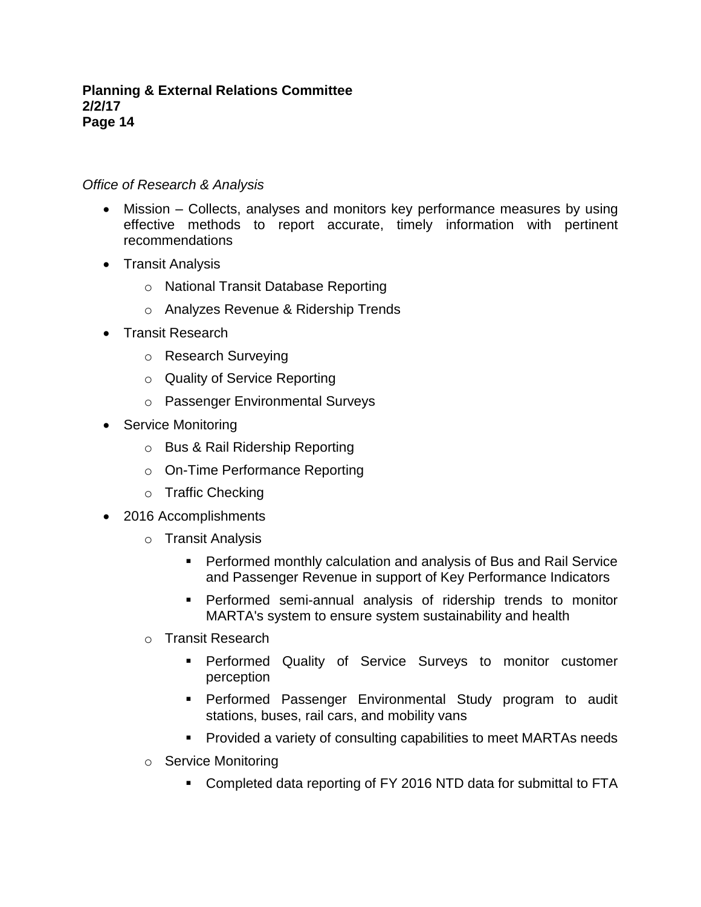*Office of Research & Analysis*

- Mission – Collects, analyses and monitors key performance measures by using effective methods to report accurate, timely information with pertinent recommendations
- Transit Analysis
  - National Transit Database Reporting
  - Analyzes Revenue & Ridership Trends
- Transit Research
  - Research Surveying
  - Quality of Service Reporting
  - Passenger Environmental Surveys
- Service Monitoring
  - Bus & Rail Ridership Reporting
  - On-Time Performance Reporting
  - Traffic Checking
- 2016 Accomplishments
  - Transit Analysis
    - Performed monthly calculation and analysis of Bus and Rail Service and Passenger Revenue in support of Key Performance Indicators
    - Performed semi-annual analysis of ridership trends to monitor MARTA's system to ensure system sustainability and health
  - Transit Research
    - Performed Quality of Service Surveys to monitor customer perception
    - Performed Passenger Environmental Study program to audit stations, buses, rail cars, and mobility vans
    - Provided a variety of consulting capabilities to meet MARTAs needs
  - Service Monitoring
    - Completed data reporting of FY 2016 NTD data for submittal to FTA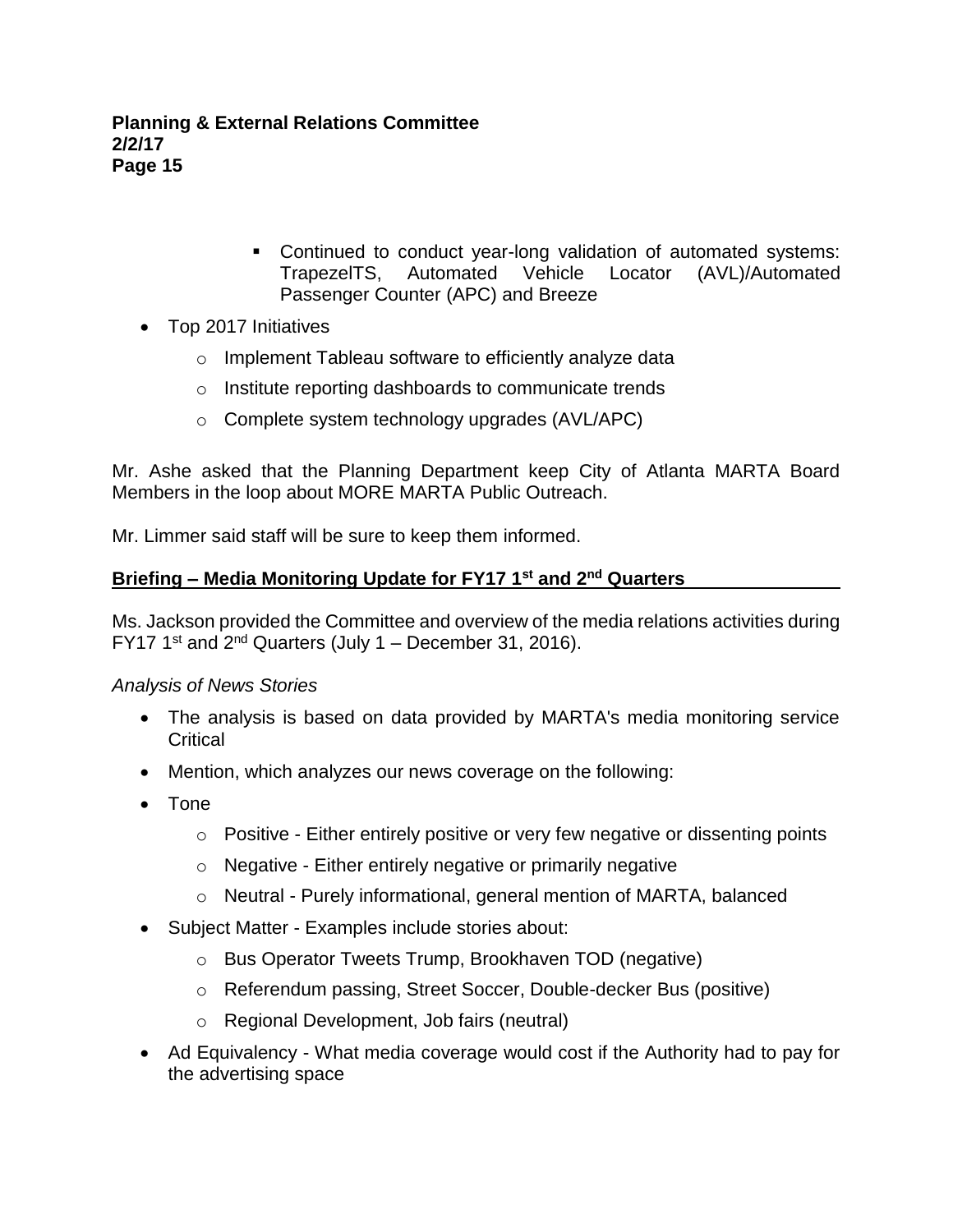- Continued to conduct year-long validation of automated systems: TrapezelTS, Automated Vehicle Locator (AVL)/Automated Passenger Counter (APC) and Breeze

- Top 2017 Initiatives
  - Implement Tableau software to efficiently analyze data
  - Institute reporting dashboards to communicate trends
  - Complete system technology upgrades (AVL/APC)

Mr. Ashe asked that the Planning Department keep City of Atlanta MARTA Board Members in the loop about MORE MARTA Public Outreach.

Mr. Limmer said staff will be sure to keep them informed.

**Briefing – Media Monitoring Update for FY17 1st and 2nd Quarters**

Ms. Jackson provided the Committee and overview of the media relations activities during FY17 1st and 2nd Quarters (July 1 – December 31, 2016).

*Analysis of News Stories*

- The analysis is based on data provided by MARTA's media monitoring service Critical
- Mention, which analyzes our news coverage on the following:
- Tone
  - Positive - Either entirely positive or very few negative or dissenting points
  - Negative - Either entirely negative or primarily negative
  - Neutral - Purely informational, general mention of MARTA, balanced
- Subject Matter - Examples include stories about:
  - Bus Operator Tweets Trump, Brookhaven TOD (negative)
  - Referendum passing, Street Soccer, Double-decker Bus (positive)
  - Regional Development, Job fairs (neutral)
- Ad Equivalency - What media coverage would cost if the Authority had to pay for the advertising space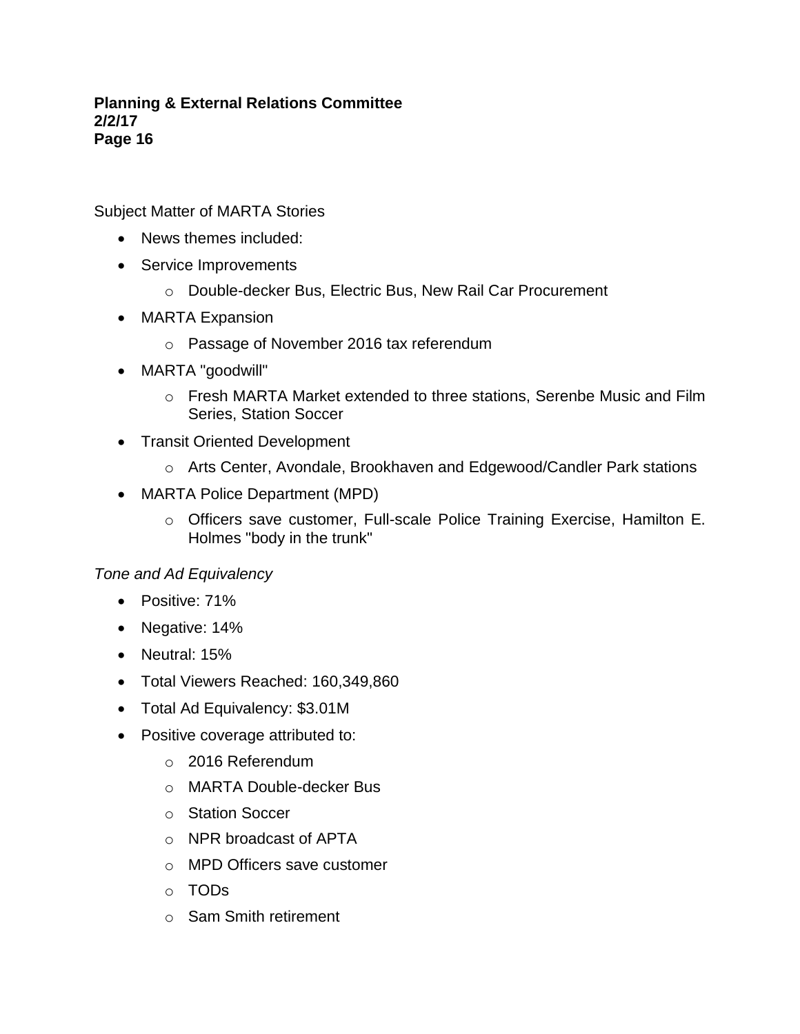Subject Matter of MARTA Stories

- News themes included:
- Service Improvements
  - Double-decker Bus, Electric Bus, New Rail Car Procurement
- MARTA Expansion
  - Passage of November 2016 tax referendum
- MARTA "goodwill"
  - Fresh MARTA Market extended to three stations, Serenbe Music and Film Series, Station Soccer
- Transit Oriented Development
  - Arts Center, Avondale, Brookhaven and Edgewood/Candler Park stations
- MARTA Police Department (MPD)
  - Officers save customer, Full-scale Police Training Exercise, Hamilton E. Holmes "body in the trunk"

*Tone and Ad Equivalency*

- Positive: 71%
- Negative: 14%
- Neutral: 15%
- Total Viewers Reached: 160,349,860
- Total Ad Equivalency: $3.01M
- Positive coverage attributed to:
  - 2016 Referendum
  - MARTA Double-decker Bus
  - Station Soccer
  - NPR broadcast of APTA
  - MPD Officers save customer
  - TODs
  - Sam Smith retirement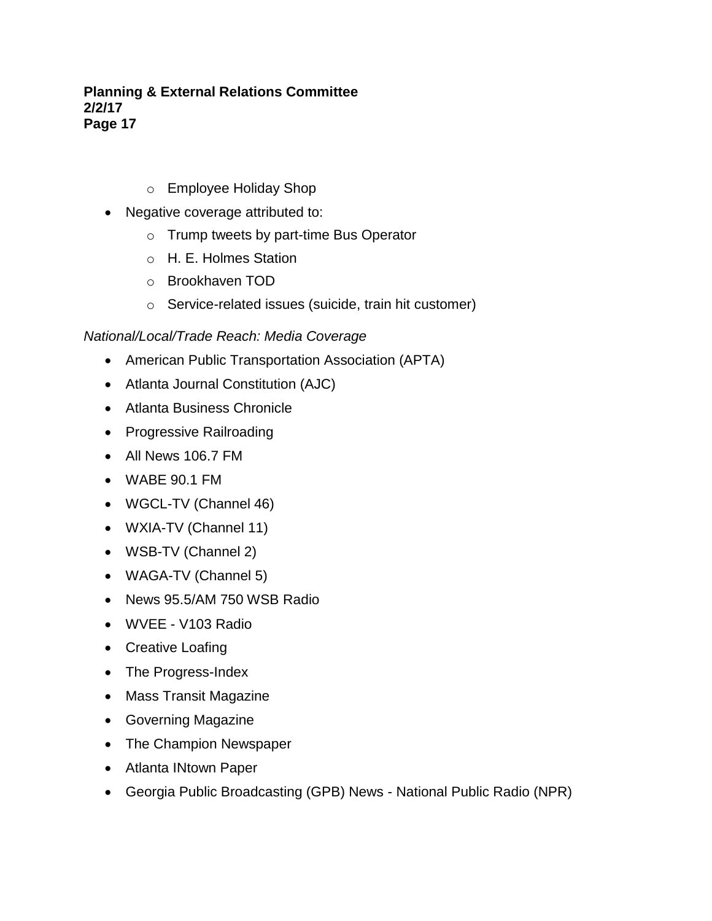- Employee Holiday Shop
- Negative coverage attributed to:
  - Trump tweets by part-time Bus Operator
  - H. E. Holmes Station
  - Brookhaven TOD
  - Service-related issues (suicide, train hit customer)

*National/Local/Trade Reach: Media Coverage*

- American Public Transportation Association (APTA)
- Atlanta Journal Constitution (AJC)
- Atlanta Business Chronicle
- Progressive Railroading
- All News 106.7 FM
- WABE 90.1 FM
- WGCL-TV (Channel 46)
- WXIA-TV (Channel 11)
- WSB-TV (Channel 2)
- WAGA-TV (Channel 5)
- News 95.5/AM 750 WSB Radio
- WVEE - V103 Radio
- Creative Loafing
- The Progress-Index
- Mass Transit Magazine
- Governing Magazine
- The Champion Newspaper
- Atlanta INtown Paper
- Georgia Public Broadcasting (GPB) News - National Public Radio (NPR)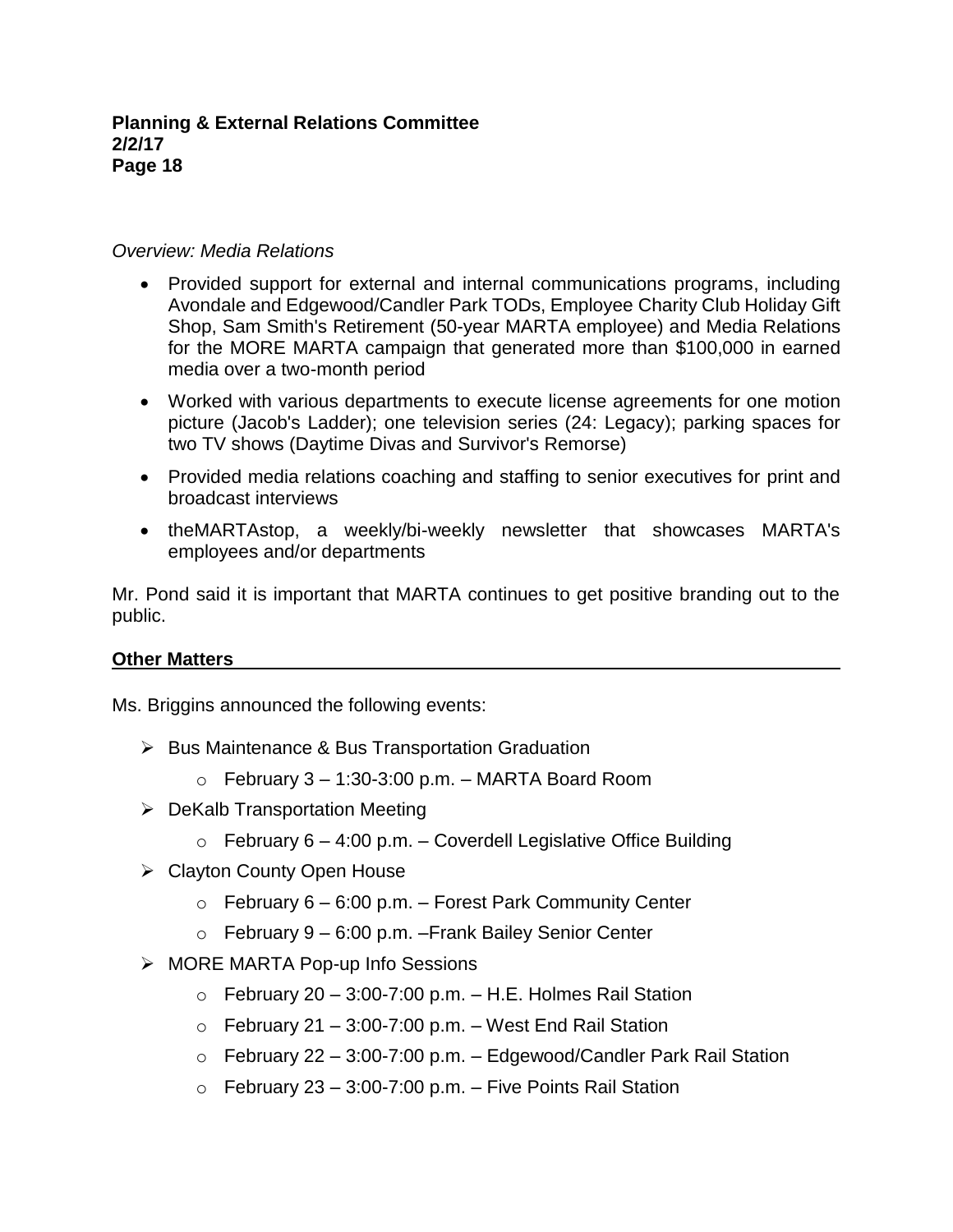*Overview: Media Relations*

- Provided support for external and internal communications programs, including Avondale and Edgewood/Candler Park TODs, Employee Charity Club Holiday Gift Shop, Sam Smith's Retirement (50-year MARTA employee) and Media Relations for the MORE MARTA campaign that generated more than $100,000 in earned media over a two-month period
- Worked with various departments to execute license agreements for one motion picture (Jacob's Ladder); one television series (24: Legacy); parking spaces for two TV shows (Daytime Divas and Survivor's Remorse)
- Provided media relations coaching and staffing to senior executives for print and broadcast interviews
- theMARTAstop, a weekly/bi-weekly newsletter that showcases MARTA's employees and/or departments

Mr. Pond said it is important that MARTA continues to get positive branding out to the public.

**Other Matters**

Ms. Briggins announced the following events:

- Bus Maintenance & Bus Transportation Graduation
  - February 3 – 1:30-3:00 p.m. – MARTA Board Room
- DeKalb Transportation Meeting
  - February 6 – 4:00 p.m. – Coverdell Legislative Office Building
- Clayton County Open House
  - February 6 – 6:00 p.m. – Forest Park Community Center
  - February 9 – 6:00 p.m. –Frank Bailey Senior Center
- MORE MARTA Pop-up Info Sessions
  - February 20 – 3:00-7:00 p.m. – H.E. Holmes Rail Station
  - February 21 – 3:00-7:00 p.m. – West End Rail Station
  - February 22 – 3:00-7:00 p.m. – Edgewood/Candler Park Rail Station
  - February 23 – 3:00-7:00 p.m. – Five Points Rail Station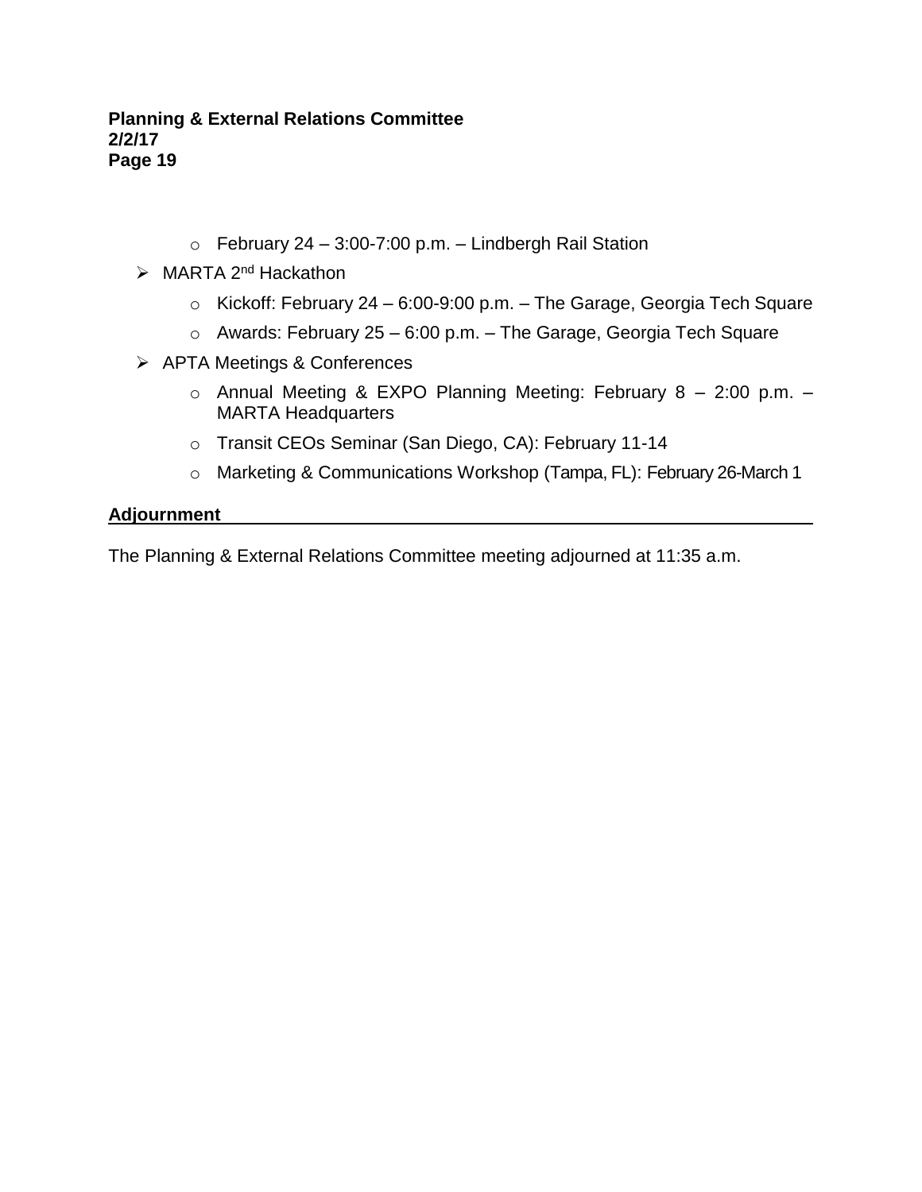- February 24 – 3:00-7:00 p.m. – Lindbergh Rail Station
- MARTA 2nd Hackathon
  - Kickoff: February 24 – 6:00-9:00 p.m. – The Garage, Georgia Tech Square
  - Awards: February 25 – 6:00 p.m. – The Garage, Georgia Tech Square
- APTA Meetings & Conferences
  - Annual Meeting & EXPO Planning Meeting: February 8 – 2:00 p.m. – MARTA Headquarters
  - Transit CEOs Seminar (San Diego, CA): February 11-14
  - Marketing & Communications Workshop (Tampa, FL): February 26-March 1

**Adjournment**

The Planning & External Relations Committee meeting adjourned at 11:35 a.m.